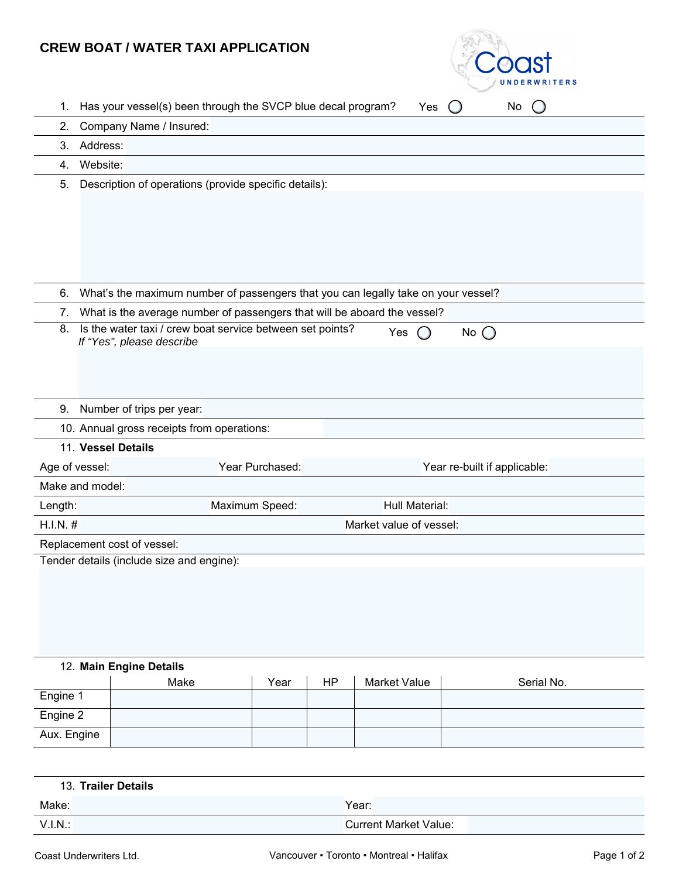# CREW BOAT / WATER TAXI APPLICATION

Coast UNDERWRITERS

1. Has your vessel(s) been through the SVCP blue decal program? Yes ◯ No ◯
2. Company Name / Insured:
3. Address:
4. Website:
5. Description of operations (provide specific details):
6. What's the maximum number of passengers that you can legally take on your vessel?
7. What is the average number of passengers that will be aboard the vessel?
8. Is the water taxi / crew boat service between set points? Yes ◯ No ◯
   *If "Yes", please describe*
9. Number of trips per year:
10. Annual gross receipts from operations:
11. **Vessel Details**

Age of vessel: Year Purchased: Year re-built if applicable:

Make and model:

Length: Maximum Speed: Hull Material:

H.I.N. # Market value of vessel:

Replacement cost of vessel:

Tender details (include size and engine):

12. **Main Engine Details**

| | Make | Year | HP | Market Value | Serial No. |
|---|---|---|---|---|---|
| Engine 1 | | | | | |
| Engine 2 | | | | | |
| Aux. Engine | | | | | |

13. **Trailer Details**

Make: Year:

V.I.N.: Current Market Value:

Coast Underwriters Ltd. Vancouver • Toronto • Montreal • Halifax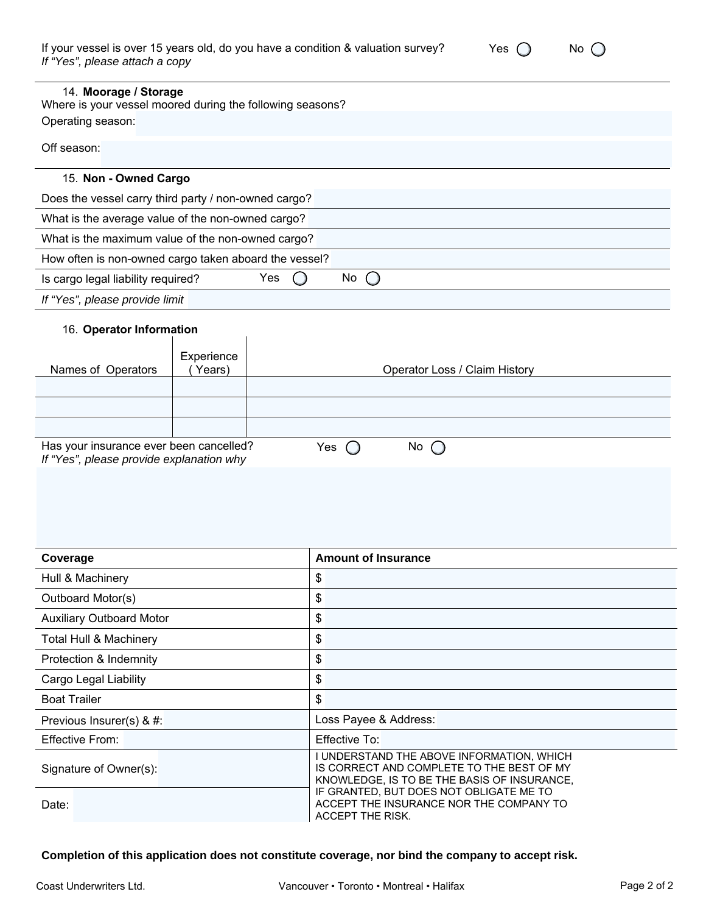If your vessel is over 15 years old, do you have a condition & valuation survey? Yes ◯ No ◯

*If "Yes", please attach a copy*

### 14. **Moorage / Storage**

Where is your vessel moored during the following seasons?

Operating season:

Off season:

### 15. **Non - Owned Cargo**

Does the vessel carry third party / non-owned cargo?

What is the average value of the non-owned cargo?

What is the maximum value of the non-owned cargo?

How often is non-owned cargo taken aboard the vessel?

Is cargo legal liability required? Yes ◯ No ◯

*If "Yes", please provide limit*

### 16. **Operator Information**

| Names of Operators | Experience ( Years) | Operator Loss / Claim History |
|---|---|---|
| | | |
| | | |
| | | |

Has your insurance ever been cancelled? Yes ◯ No ◯

*If "Yes", please provide explanation why*

| **Coverage** | **Amount of Insurance** |
|---|---|
| Hull & Machinery | $ |
| Outboard Motor(s) | $ |
| Auxiliary Outboard Motor | $ |
| Total Hull & Machinery | $ |
| Protection & Indemnity | $ |
| Cargo Legal Liability | $ |
| Boat Trailer | $ |
| Previous Insurer(s) & #: | Loss Payee & Address: |
| Effective From: | Effective To: |
| Signature of Owner(s): | I UNDERSTAND THE ABOVE INFORMATION, WHICH IS CORRECT AND COMPLETE TO THE BEST OF MY KNOWLEDGE, IS TO BE THE BASIS OF INSURANCE, IF GRANTED, BUT DOES NOT OBLIGATE ME TO ACCEPT THE INSURANCE NOR THE COMPANY TO ACCEPT THE RISK. |
| Date: | |

**Completion of this application does not constitute coverage, nor bind the company to accept risk.**

Coast Underwriters Ltd. Vancouver • Toronto • Montreal • Halifax